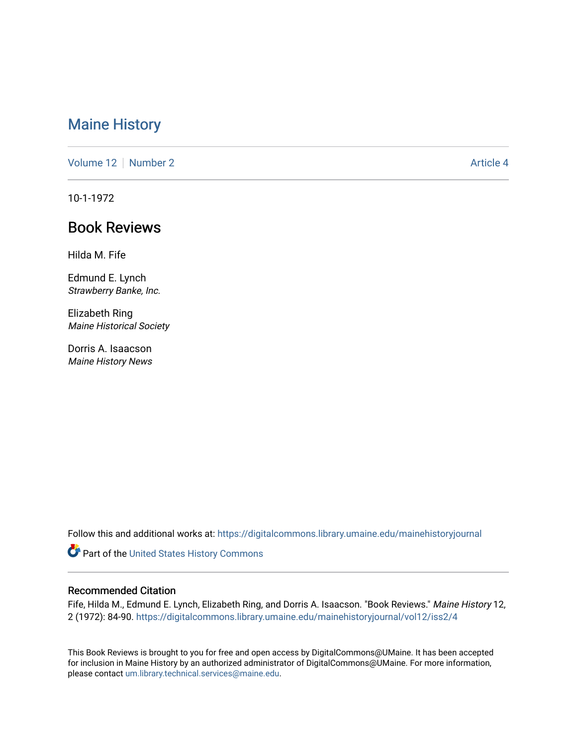# Maine History

Volume 12 | Number 2 | Article 4

10-1-1972

## Book Reviews

Hilda M. Fife

Edmund E. Lynch
*Strawberry Banke, Inc.*

Elizabeth Ring
*Maine Historical Society*

Dorris A. Isaacson
*Maine History News*

Follow this and additional works at: https://digitalcommons.library.umaine.edu/mainehistoryjournal

Part of the United States History Commons

### Recommended Citation

Fife, Hilda M., Edmund E. Lynch, Elizabeth Ring, and Dorris A. Isaacson. "Book Reviews." *Maine History* 12, 2 (1972): 84-90. https://digitalcommons.library.umaine.edu/mainehistoryjournal/vol12/iss2/4

This Book Reviews is brought to you for free and open access by DigitalCommons@UMaine. It has been accepted for inclusion in Maine History by an authorized administrator of DigitalCommons@UMaine. For more information, please contact um.library.technical.services@maine.edu.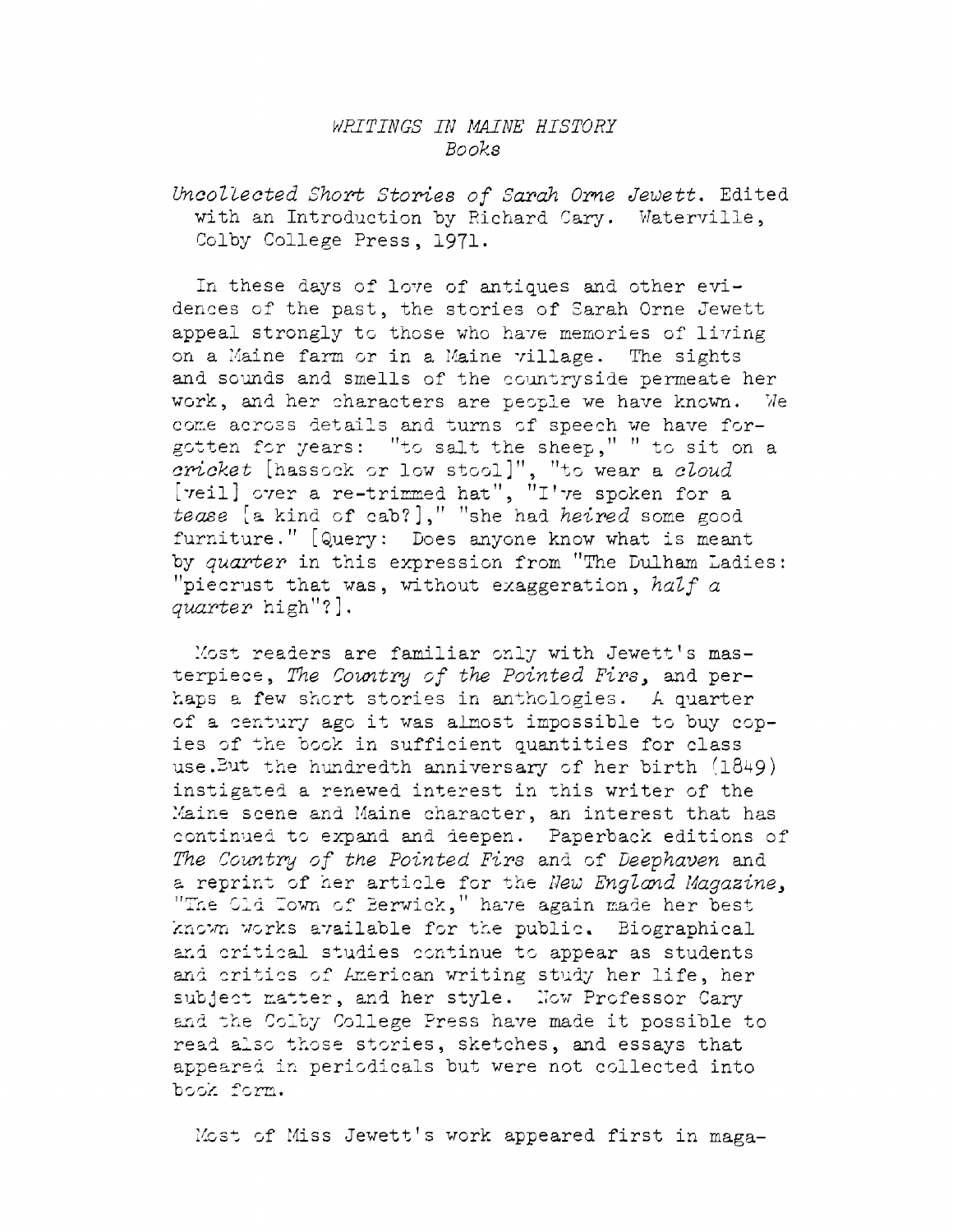*WRITINGS IN MAINE HISTORY*
*Books*

*Uncollected Short Stories of Sarah Orne Jewett.* Edited with an Introduction by Richard Cary. Waterville, Colby College Press, 1971.

In these days of love of antiques and other evidences of the past, the stories of Sarah Orne Jewett appeal strongly to those who have memories of living on a Maine farm or in a Maine village. The sights and sounds and smells of the countryside permeate her work, and her characters are people we have known. We come across details and turns of speech we have forgotten for years: "to salt the sheep," " to sit on a *cricket* [hassock or low stool]", "to wear a *cloud* [veil] over a re-trimmed hat", "I've spoken for a *tease* [a kind of cab?]," "she had *heired* some good furniture." [Query: Does anyone know what is meant by *quarter* in this expression from "The Dulham Ladies: "piecrust that was, without exaggeration, *half a quarter* high"?].

Most readers are familiar only with Jewett's masterpiece, *The Country of the Pointed Firs*, and perhaps a few short stories in anthologies. A quarter of a century ago it was almost impossible to buy copies of the book in sufficient quantities for class use.But the hundredth anniversary of her birth (1849) instigated a renewed interest in this writer of the Maine scene and Maine character, an interest that has continued to expand and deepen. Paperback editions of *The Country of the Pointed Firs* and of *Deephaven* and a reprint of her article for the *New England Magazine*, "The Old Town of Berwick," have again made her best known works available for the public. Biographical and critical studies continue to appear as students and critics of American writing study her life, her subject matter, and her style. Now Professor Cary and the Colby College Press have made it possible to read also those stories, sketches, and essays that appeared in periodicals but were not collected into book form.

Most of Miss Jewett's work appeared first in maga-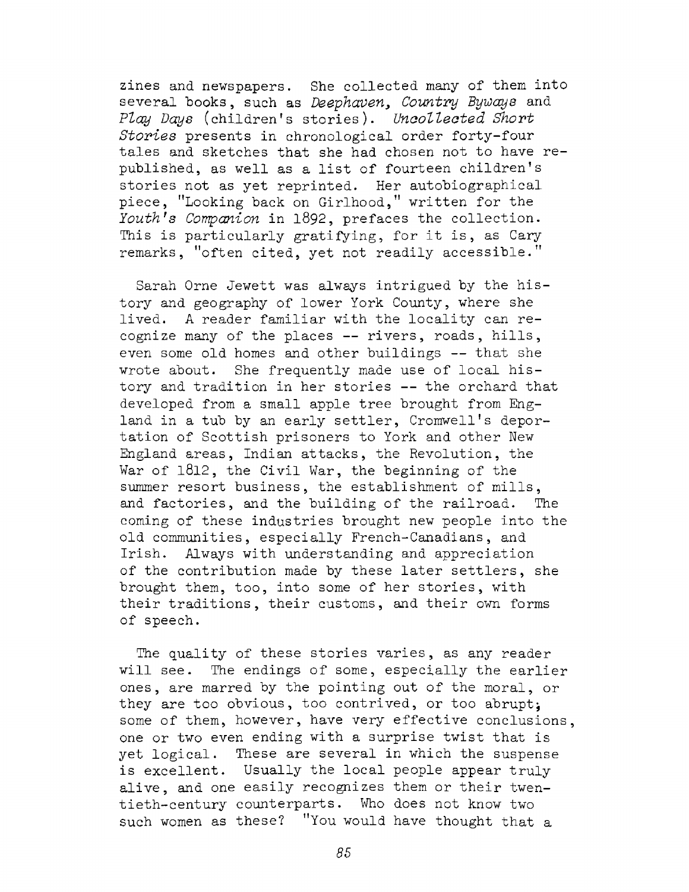zines and newspapers. She collected many of them into several books, such as *Deephaven, Country Byways* and *Play Days* (children's stories). *Uncollected Short Stories* presents in chronological order forty-four tales and sketches that she had chosen not to have republished, as well as a list of fourteen children's stories not as yet reprinted. Her autobiographical piece, "Looking back on Girlhood," written for the *Youth's Companion* in 1892, prefaces the collection. This is particularly gratifying, for it is, as Cary remarks, "often cited, yet not readily accessible."

Sarah Orne Jewett was always intrigued by the history and geography of lower York County, where she lived. A reader familiar with the locality can recognize many of the places -- rivers, roads, hills, even some old homes and other buildings -- that she wrote about. She frequently made use of local history and tradition in her stories -- the orchard that developed from a small apple tree brought from England in a tub by an early settler, Cromwell's deportation of Scottish prisoners to York and other New England areas, Indian attacks, the Revolution, the War of 1812, the Civil War, the beginning of the summer resort business, the establishment of mills, and factories, and the building of the railroad. The coming of these industries brought new people into the old communities, especially French-Canadians, and Irish. Always with understanding and appreciation of the contribution made by these later settlers, she brought them, too, into some of her stories, with their traditions, their customs, and their own forms of speech.

The quality of these stories varies, as any reader will see. The endings of some, especially the earlier ones, are marred by the pointing out of the moral, or they are too obvious, too contrived, or too abrupt; some of them, however, have very effective conclusions, one or two even ending with a surprise twist that is yet logical. These are several in which the suspense is excellent. Usually the local people appear truly alive, and one easily recognizes them or their twentieth-century counterparts. Who does not know two such women as these? "You would have thought that a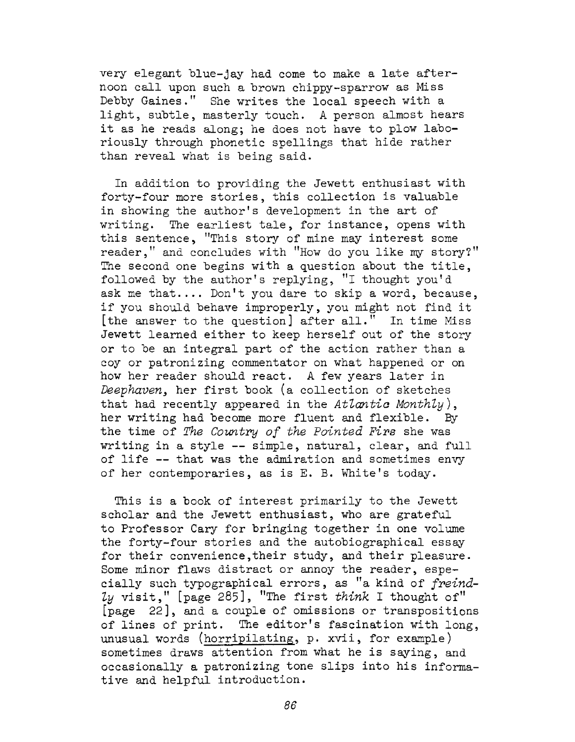very elegant blue-jay had come to make a late afternoon call upon such a brown chippy-sparrow as Miss Debby Gaines." She writes the local speech with a light, subtle, masterly touch. A person almost hears it as he reads along; he does not have to plow laboriously through phonetic spellings that hide rather than reveal what is being said.

In addition to providing the Jewett enthusiast with forty-four more stories, this collection is valuable in showing the author's development in the art of writing. The earliest tale, for instance, opens with this sentence, "This story of mine may interest some reader," and concludes with "How do you like my story?" The second one begins with a question about the title, followed by the author's replying, "I thought you'd ask me that.... Don't you dare to skip a word, because, if you should behave improperly, you might not find it [the answer to the question] after all." In time Miss Jewett learned either to keep herself out of the story or to be an integral part of the action rather than a coy or patronizing commentator on what happened or on how her reader should react. A few years later in *Deephaven*, her first book (a collection of sketches that had recently appeared in the *Atlantic Monthly*), her writing had become more fluent and flexible. By the time of *The Country of the Pointed Firs* she was writing in a style -- simple, natural, clear, and full of life -- that was the admiration and sometimes envy of her contemporaries, as is E. B. White's today.

This is a book of interest primarily to the Jewett scholar and the Jewett enthusiast, who are grateful to Professor Cary for bringing together in one volume the forty-four stories and the autobiographical essay for their convenience,their study, and their pleasure. Some minor flaws distract or annoy the reader, especially such typographical errors, as "a kind of *freindly* visit," [page 285], "The first *think* I thought of" [page 22], and a couple of omissions or transpositions of lines of print. The editor's fascination with long, unusual words (<u>horripilating</u>, p. xvii, for example) sometimes draws attention from what he is saying, and occasionally a patronizing tone slips into his informative and helpful introduction.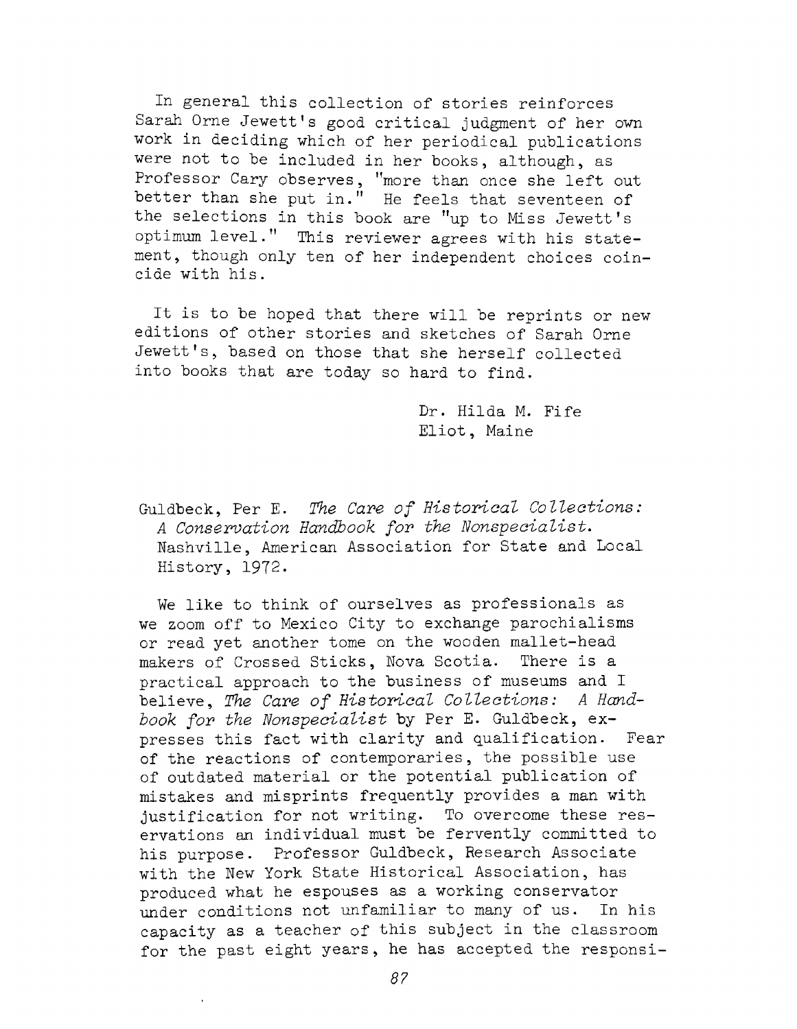In general this collection of stories reinforces Sarah Orne Jewett's good critical judgment of her own work in deciding which of her periodical publications were not to be included in her books, although, as Professor Cary observes, "more than once she left out better than she put in." He feels that seventeen of the selections in this book are "up to Miss Jewett's optimum level." This reviewer agrees with his statement, though only ten of her independent choices coincide with his.

It is to be hoped that there will be reprints or new editions of other stories and sketches of Sarah Orne Jewett's, based on those that she herself collected into books that are today so hard to find.

Dr. Hilda M. Fife
Eliot, Maine

Guldbeck, Per E. *The Care of Historical Collections: A Conservation Handbook for the Nonspecialist.* Nashville, American Association for State and Local History, 1972.

We like to think of ourselves as professionals as we zoom off to Mexico City to exchange parochialisms or read yet another tome on the wooden mallet-head makers of Crossed Sticks, Nova Scotia. There is a practical approach to the business of museums and I believe, *The Care of Historical Collections: A Handbook for the Nonspecialist* by Per E. Guldbeck, expresses this fact with clarity and qualification. Fear of the reactions of contemporaries, the possible use of outdated material or the potential publication of mistakes and misprints frequently provides a man with justification for not writing. To overcome these reservations an individual must be fervently committed to his purpose. Professor Guldbeck, Research Associate with the New York State Historical Association, has produced what he espouses as a working conservator under conditions not unfamiliar to many of us. In his capacity as a teacher of this subject in the classroom for the past eight years, he has accepted the responsi-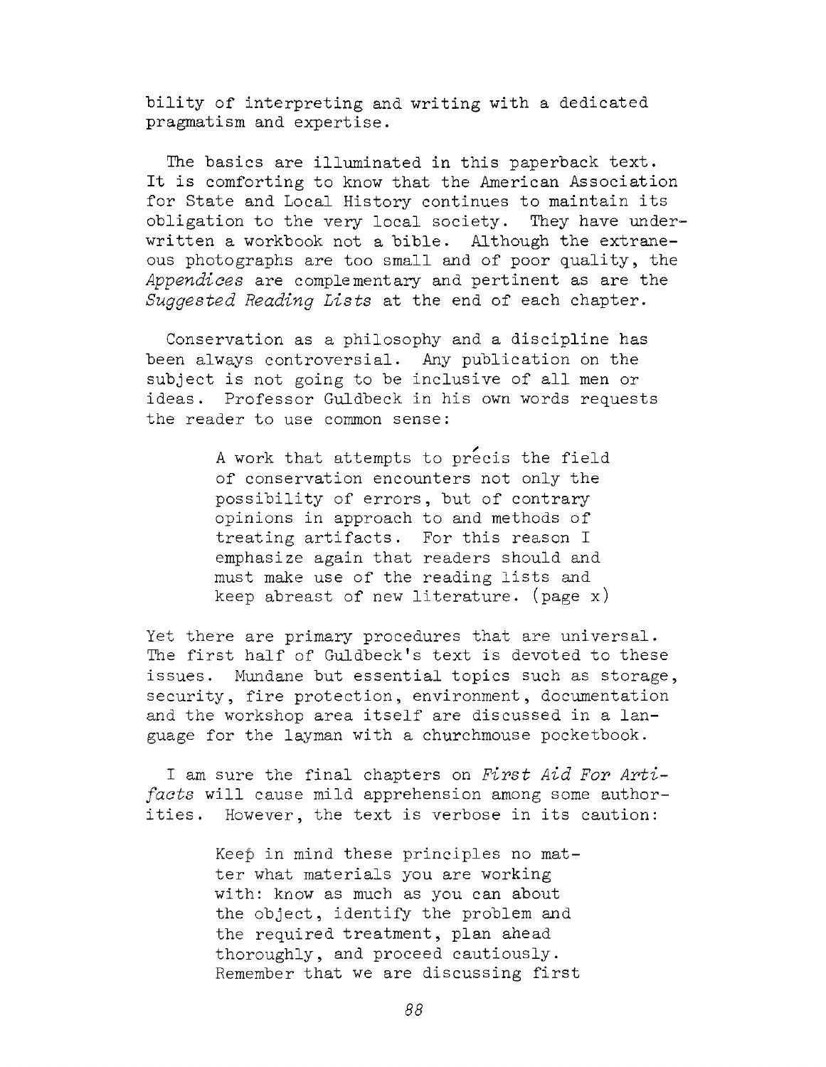bility of interpreting and writing with a dedicated pragmatism and expertise.

The basics are illuminated in this paperback text. It is comforting to know that the American Association for State and Local History continues to maintain its obligation to the very local society. They have underwritten a workbook not a bible. Although the extraneous photographs are too small and of poor quality, the *Appendices* are complementary and pertinent as are the *Suggested Reading Lists* at the end of each chapter.

Conservation as a philosophy and a discipline has been always controversial. Any publication on the subject is not going to be inclusive of all men or ideas. Professor Guldbeck in his own words requests the reader to use common sense:

> A work that attempts to précis the field of conservation encounters not only the possibility of errors, but of contrary opinions in approach to and methods of treating artifacts. For this reason I emphasize again that readers should and must make use of the reading lists and keep abreast of new literature. (page x)

Yet there are primary procedures that are universal. The first half of Guldbeck's text is devoted to these issues. Mundane but essential topics such as storage, security, fire protection, environment, documentation and the workshop area itself are discussed in a language for the layman with a churchmouse pocketbook.

I am sure the final chapters on *First Aid For Artifacts* will cause mild apprehension among some authorities. However, the text is verbose in its caution:

> Keep in mind these principles no matter what materials you are working with: know as much as you can about the object, identify the problem and the required treatment, plan ahead thoroughly, and proceed cautiously. Remember that we are discussing first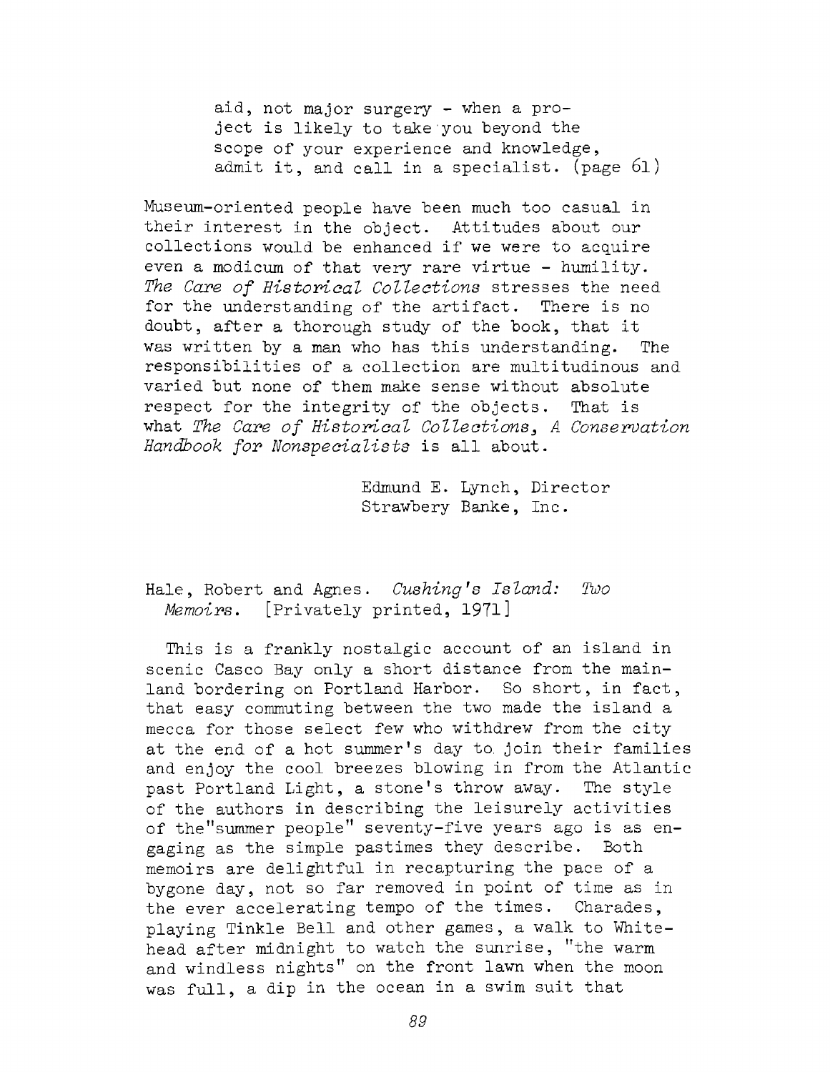> aid, not major surgery - when a project is likely to take you beyond the scope of your experience and knowledge, admit it, and call in a specialist. (page 61)

Museum-oriented people have been much too casual in their interest in the object. Attitudes about our collections would be enhanced if we were to acquire even a modicum of that very rare virtue - humility. *The Care of Historical Collections* stresses the need for the understanding of the artifact. There is no doubt, after a thorough study of the book, that it was written by a man who has this understanding. The responsibilities of a collection are multitudinous and varied but none of them make sense without absolute respect for the integrity of the objects. That is what *The Care of Historical Collections, A Conservation Handbook for Nonspecialists* is all about.

Edmund E. Lynch, Director
Strawbery Banke, Inc.

Hale, Robert and Agnes. *Cushing's Island: Two Memoirs.* [Privately printed, 1971]

This is a frankly nostalgic account of an island in scenic Casco Bay only a short distance from the mainland bordering on Portland Harbor. So short, in fact, that easy commuting between the two made the island a mecca for those select few who withdrew from the city at the end of a hot summer's day to join their families and enjoy the cool breezes blowing in from the Atlantic past Portland Light, a stone's throw away. The style of the authors in describing the leisurely activities of the"summer people" seventy-five years ago is as engaging as the simple pastimes they describe. Both memoirs are delightful in recapturing the pace of a bygone day, not so far removed in point of time as in the ever accelerating tempo of the times. Charades, playing Tinkle Bell and other games, a walk to Whitehead after midnight to watch the sunrise, "the warm and windless nights" on the front lawn when the moon was full, a dip in the ocean in a swim suit that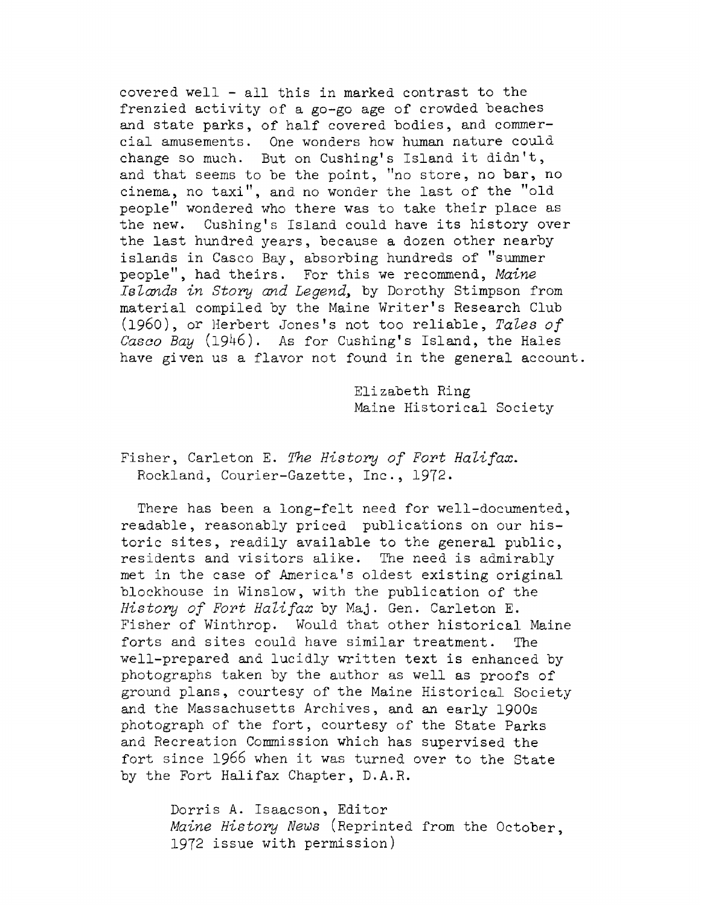covered well - all this in marked contrast to the frenzied activity of a go-go age of crowded beaches and state parks, of half covered bodies, and commercial amusements. One wonders how human nature could change so much. But on Cushing's Island it didn't, and that seems to be the point, "no store, no bar, no cinema, no taxi", and no wonder the last of the "old people" wondered who there was to take their place as the new. Cushing's Island could have its history over the last hundred years, because a dozen other nearby islands in Casco Bay, absorbing hundreds of "summer people", had theirs. For this we recommend, *Maine Islands in Story and Legend,* by Dorothy Stimpson from material compiled by the Maine Writer's Research Club (1960), or Herbert Jones's not too reliable, *Tales of Casco Bay* (1946). As for Cushing's Island, the Hales have given us a flavor not found in the general account.

Elizabeth Ring
Maine Historical Society

Fisher, Carleton E. *The History of Fort Halifax.* Rockland, Courier-Gazette, Inc., 1972.

There has been a long-felt need for well-documented, readable, reasonably priced publications on our historic sites, readily available to the general public, residents and visitors alike. The need is admirably met in the case of America's oldest existing original blockhouse in Winslow, with the publication of the *History of Fort Halifax* by Maj. Gen. Carleton E. Fisher of Winthrop. Would that other historical Maine forts and sites could have similar treatment. The well-prepared and lucidly written text is enhanced by photographs taken by the author as well as proofs of ground plans, courtesy of the Maine Historical Society and the Massachusetts Archives, and an early 1900s photograph of the fort, courtesy of the State Parks and Recreation Commission which has supervised the fort since 1966 when it was turned over to the State by the Fort Halifax Chapter, D.A.R.

Dorris A. Isaacson, Editor
*Maine History News* (Reprinted from the October, 1972 issue with permission)